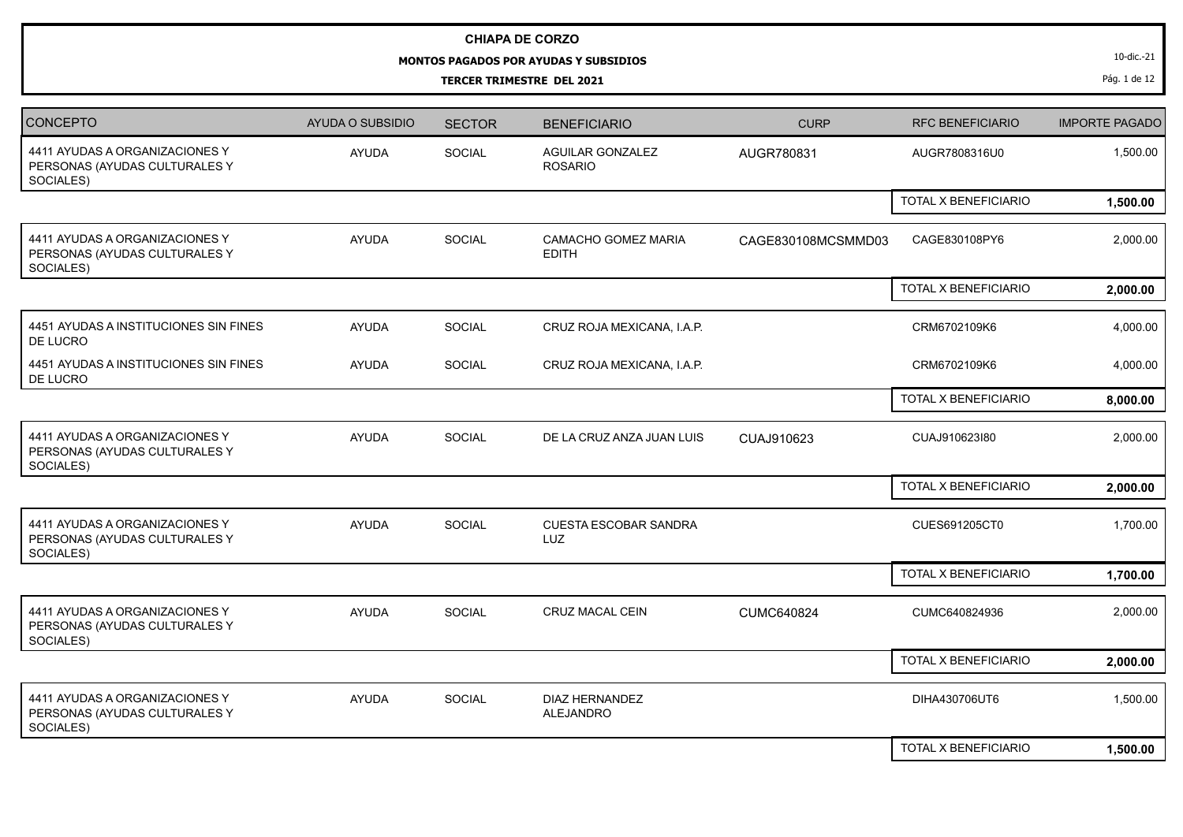# CHIAPA DE CORZO

**MONTOS PAGADOS POR AYUDAS Y SUBSIDIOS**

**TERCER TRIMESTRE DEL 2021**

10-dic.-21

| CONCEPTO | AYUDA O SUBSIDIO | SECTOR | BENEFICIARIO | CURP | RFC BENEFICIARIO | IMPORTE PAGADO |
|---|---|---|---|---|---|---|
| 4411 AYUDAS A ORGANIZACIONES Y PERSONAS (AYUDAS CULTURALES Y SOCIALES) | AYUDA | SOCIAL | AGUILAR GONZALEZ ROSARIO | AUGR780831 | AUGR7808316U0 | 1,500.00 |
| | | | | | TOTAL X BENEFICIARIO | **1,500.00** |
| 4411 AYUDAS A ORGANIZACIONES Y PERSONAS (AYUDAS CULTURALES Y SOCIALES) | AYUDA | SOCIAL | CAMACHO GOMEZ MARIA EDITH | CAGE830108MCSMMD03 | CAGE830108PY6 | 2,000.00 |
| | | | | | TOTAL X BENEFICIARIO | **2,000.00** |
| 4451 AYUDAS A INSTITUCIONES SIN FINES DE LUCRO | AYUDA | SOCIAL | CRUZ ROJA MEXICANA, I.A.P. | | CRM6702109K6 | 4,000.00 |
| 4451 AYUDAS A INSTITUCIONES SIN FINES DE LUCRO | AYUDA | SOCIAL | CRUZ ROJA MEXICANA, I.A.P. | | CRM6702109K6 | 4,000.00 |
| | | | | | TOTAL X BENEFICIARIO | **8,000.00** |
| 4411 AYUDAS A ORGANIZACIONES Y PERSONAS (AYUDAS CULTURALES Y SOCIALES) | AYUDA | SOCIAL | DE LA CRUZ ANZA JUAN LUIS | CUAJ910623 | CUAJ910623I80 | 2,000.00 |
| | | | | | TOTAL X BENEFICIARIO | **2,000.00** |
| 4411 AYUDAS A ORGANIZACIONES Y PERSONAS (AYUDAS CULTURALES Y SOCIALES) | AYUDA | SOCIAL | CUESTA ESCOBAR SANDRA LUZ | | CUES691205CT0 | 1,700.00 |
| | | | | | TOTAL X BENEFICIARIO | **1,700.00** |
| 4411 AYUDAS A ORGANIZACIONES Y PERSONAS (AYUDAS CULTURALES Y SOCIALES) | AYUDA | SOCIAL | CRUZ MACAL CEIN | CUMC640824 | CUMC640824936 | 2,000.00 |
| | | | | | TOTAL X BENEFICIARIO | **2,000.00** |
| 4411 AYUDAS A ORGANIZACIONES Y PERSONAS (AYUDAS CULTURALES Y SOCIALES) | AYUDA | SOCIAL | DIAZ HERNANDEZ ALEJANDRO | | DIHA430706UT6 | 1,500.00 |
| | | | | | TOTAL X BENEFICIARIO | **1,500.00** |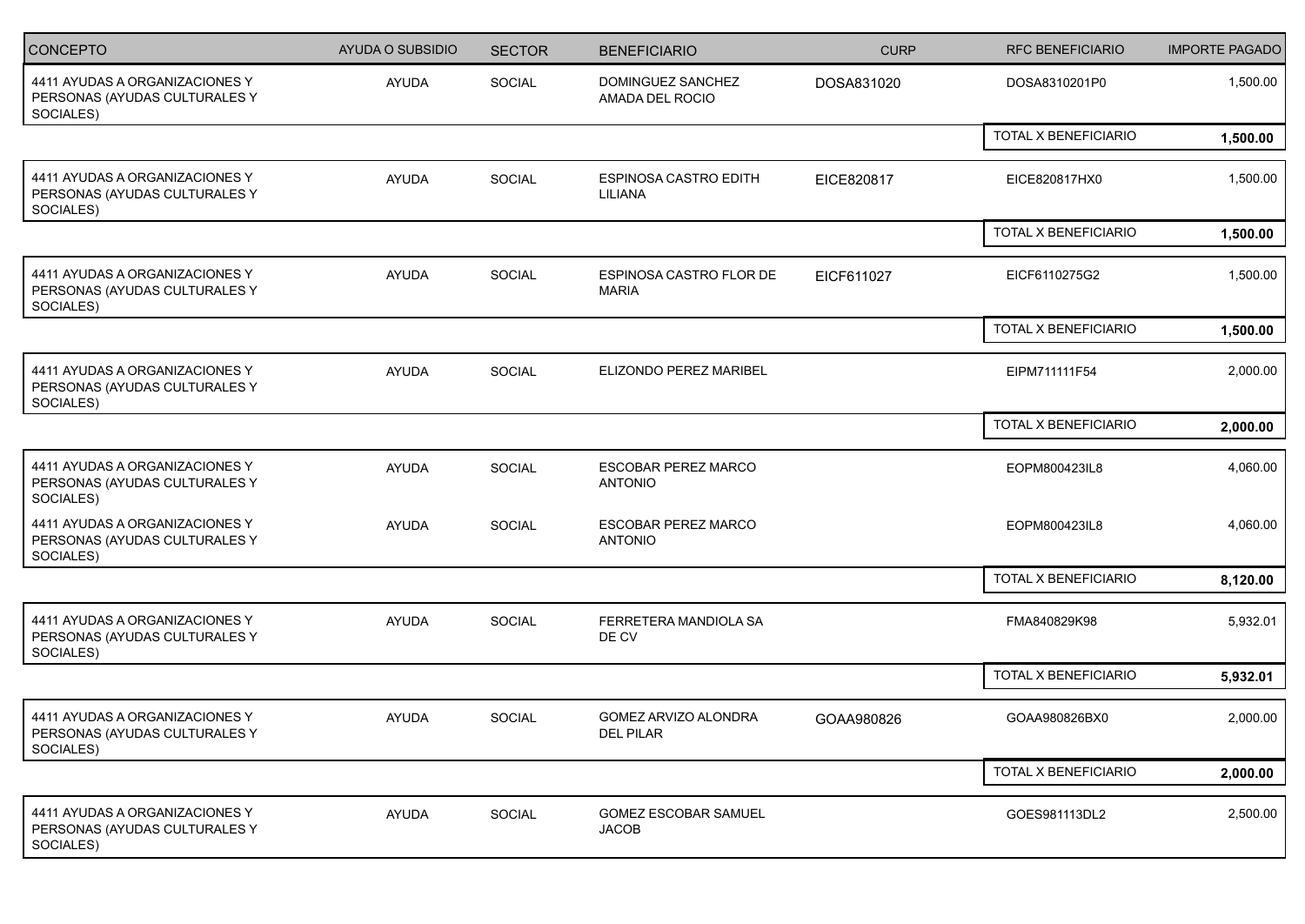| CONCEPTO | AYUDA O SUBSIDIO | SECTOR | BENEFICIARIO | CURP | RFC BENEFICIARIO | IMPORTE PAGADO |
|---|---|---|---|---|---|---|
| 4411 AYUDAS A ORGANIZACIONES Y PERSONAS (AYUDAS CULTURALES Y SOCIALES) | AYUDA | SOCIAL | DOMINGUEZ SANCHEZ AMADA DEL ROCIO | DOSA831020 | DOSA8310201P0 | 1,500.00 |
| | | | | | TOTAL X BENEFICIARIO | **1,500.00** |
| 4411 AYUDAS A ORGANIZACIONES Y PERSONAS (AYUDAS CULTURALES Y SOCIALES) | AYUDA | SOCIAL | ESPINOSA CASTRO EDITH LILIANA | EICE820817 | EICE820817HX0 | 1,500.00 |
| | | | | | TOTAL X BENEFICIARIO | **1,500.00** |
| 4411 AYUDAS A ORGANIZACIONES Y PERSONAS (AYUDAS CULTURALES Y SOCIALES) | AYUDA | SOCIAL | ESPINOSA CASTRO FLOR DE MARIA | EICF611027 | EICF6110275G2 | 1,500.00 |
| | | | | | TOTAL X BENEFICIARIO | **1,500.00** |
| 4411 AYUDAS A ORGANIZACIONES Y PERSONAS (AYUDAS CULTURALES Y SOCIALES) | AYUDA | SOCIAL | ELIZONDO PEREZ MARIBEL | | EIPM711111F54 | 2,000.00 |
| | | | | | TOTAL X BENEFICIARIO | **2,000.00** |
| 4411 AYUDAS A ORGANIZACIONES Y PERSONAS (AYUDAS CULTURALES Y SOCIALES) | AYUDA | SOCIAL | ESCOBAR PEREZ MARCO ANTONIO | | EOPM800423IL8 | 4,060.00 |
| 4411 AYUDAS A ORGANIZACIONES Y PERSONAS (AYUDAS CULTURALES Y SOCIALES) | AYUDA | SOCIAL | ESCOBAR PEREZ MARCO ANTONIO | | EOPM800423IL8 | 4,060.00 |
| | | | | | TOTAL X BENEFICIARIO | **8,120.00** |
| 4411 AYUDAS A ORGANIZACIONES Y PERSONAS (AYUDAS CULTURALES Y SOCIALES) | AYUDA | SOCIAL | FERRETERA MANDIOLA SA DE CV | | FMA840829K98 | 5,932.01 |
| | | | | | TOTAL X BENEFICIARIO | **5,932.01** |
| 4411 AYUDAS A ORGANIZACIONES Y PERSONAS (AYUDAS CULTURALES Y SOCIALES) | AYUDA | SOCIAL | GOMEZ ARVIZO ALONDRA DEL PILAR | GOAA980826 | GOAA980826BX0 | 2,000.00 |
| | | | | | TOTAL X BENEFICIARIO | **2,000.00** |
| 4411 AYUDAS A ORGANIZACIONES Y PERSONAS (AYUDAS CULTURALES Y SOCIALES) | AYUDA | SOCIAL | GOMEZ ESCOBAR SAMUEL JACOB | | GOES981113DL2 | 2,500.00 |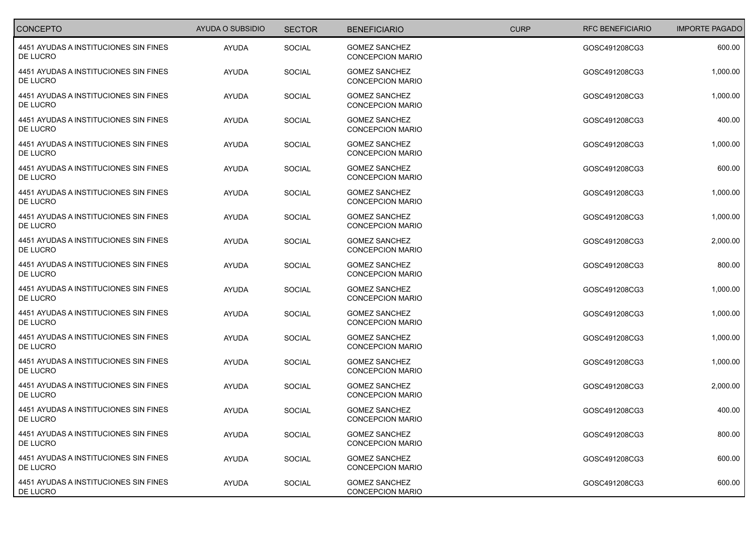| CONCEPTO | AYUDA O SUBSIDIO | SECTOR | BENEFICIARIO | CURP | RFC BENEFICIARIO | IMPORTE PAGADO |
|---|---|---|---|---|---|---|
| 4451 AYUDAS A INSTITUCIONES SIN FINES DE LUCRO | AYUDA | SOCIAL | GOMEZ SANCHEZ CONCEPCION MARIO | | GOSC491208CG3 | 600.00 |
| 4451 AYUDAS A INSTITUCIONES SIN FINES DE LUCRO | AYUDA | SOCIAL | GOMEZ SANCHEZ CONCEPCION MARIO | | GOSC491208CG3 | 1,000.00 |
| 4451 AYUDAS A INSTITUCIONES SIN FINES DE LUCRO | AYUDA | SOCIAL | GOMEZ SANCHEZ CONCEPCION MARIO | | GOSC491208CG3 | 1,000.00 |
| 4451 AYUDAS A INSTITUCIONES SIN FINES DE LUCRO | AYUDA | SOCIAL | GOMEZ SANCHEZ CONCEPCION MARIO | | GOSC491208CG3 | 400.00 |
| 4451 AYUDAS A INSTITUCIONES SIN FINES DE LUCRO | AYUDA | SOCIAL | GOMEZ SANCHEZ CONCEPCION MARIO | | GOSC491208CG3 | 1,000.00 |
| 4451 AYUDAS A INSTITUCIONES SIN FINES DE LUCRO | AYUDA | SOCIAL | GOMEZ SANCHEZ CONCEPCION MARIO | | GOSC491208CG3 | 600.00 |
| 4451 AYUDAS A INSTITUCIONES SIN FINES DE LUCRO | AYUDA | SOCIAL | GOMEZ SANCHEZ CONCEPCION MARIO | | GOSC491208CG3 | 1,000.00 |
| 4451 AYUDAS A INSTITUCIONES SIN FINES DE LUCRO | AYUDA | SOCIAL | GOMEZ SANCHEZ CONCEPCION MARIO | | GOSC491208CG3 | 1,000.00 |
| 4451 AYUDAS A INSTITUCIONES SIN FINES DE LUCRO | AYUDA | SOCIAL | GOMEZ SANCHEZ CONCEPCION MARIO | | GOSC491208CG3 | 2,000.00 |
| 4451 AYUDAS A INSTITUCIONES SIN FINES DE LUCRO | AYUDA | SOCIAL | GOMEZ SANCHEZ CONCEPCION MARIO | | GOSC491208CG3 | 800.00 |
| 4451 AYUDAS A INSTITUCIONES SIN FINES DE LUCRO | AYUDA | SOCIAL | GOMEZ SANCHEZ CONCEPCION MARIO | | GOSC491208CG3 | 1,000.00 |
| 4451 AYUDAS A INSTITUCIONES SIN FINES DE LUCRO | AYUDA | SOCIAL | GOMEZ SANCHEZ CONCEPCION MARIO | | GOSC491208CG3 | 1,000.00 |
| 4451 AYUDAS A INSTITUCIONES SIN FINES DE LUCRO | AYUDA | SOCIAL | GOMEZ SANCHEZ CONCEPCION MARIO | | GOSC491208CG3 | 1,000.00 |
| 4451 AYUDAS A INSTITUCIONES SIN FINES DE LUCRO | AYUDA | SOCIAL | GOMEZ SANCHEZ CONCEPCION MARIO | | GOSC491208CG3 | 1,000.00 |
| 4451 AYUDAS A INSTITUCIONES SIN FINES DE LUCRO | AYUDA | SOCIAL | GOMEZ SANCHEZ CONCEPCION MARIO | | GOSC491208CG3 | 2,000.00 |
| 4451 AYUDAS A INSTITUCIONES SIN FINES DE LUCRO | AYUDA | SOCIAL | GOMEZ SANCHEZ CONCEPCION MARIO | | GOSC491208CG3 | 400.00 |
| 4451 AYUDAS A INSTITUCIONES SIN FINES DE LUCRO | AYUDA | SOCIAL | GOMEZ SANCHEZ CONCEPCION MARIO | | GOSC491208CG3 | 800.00 |
| 4451 AYUDAS A INSTITUCIONES SIN FINES DE LUCRO | AYUDA | SOCIAL | GOMEZ SANCHEZ CONCEPCION MARIO | | GOSC491208CG3 | 600.00 |
| 4451 AYUDAS A INSTITUCIONES SIN FINES DE LUCRO | AYUDA | SOCIAL | GOMEZ SANCHEZ CONCEPCION MARIO | | GOSC491208CG3 | 600.00 |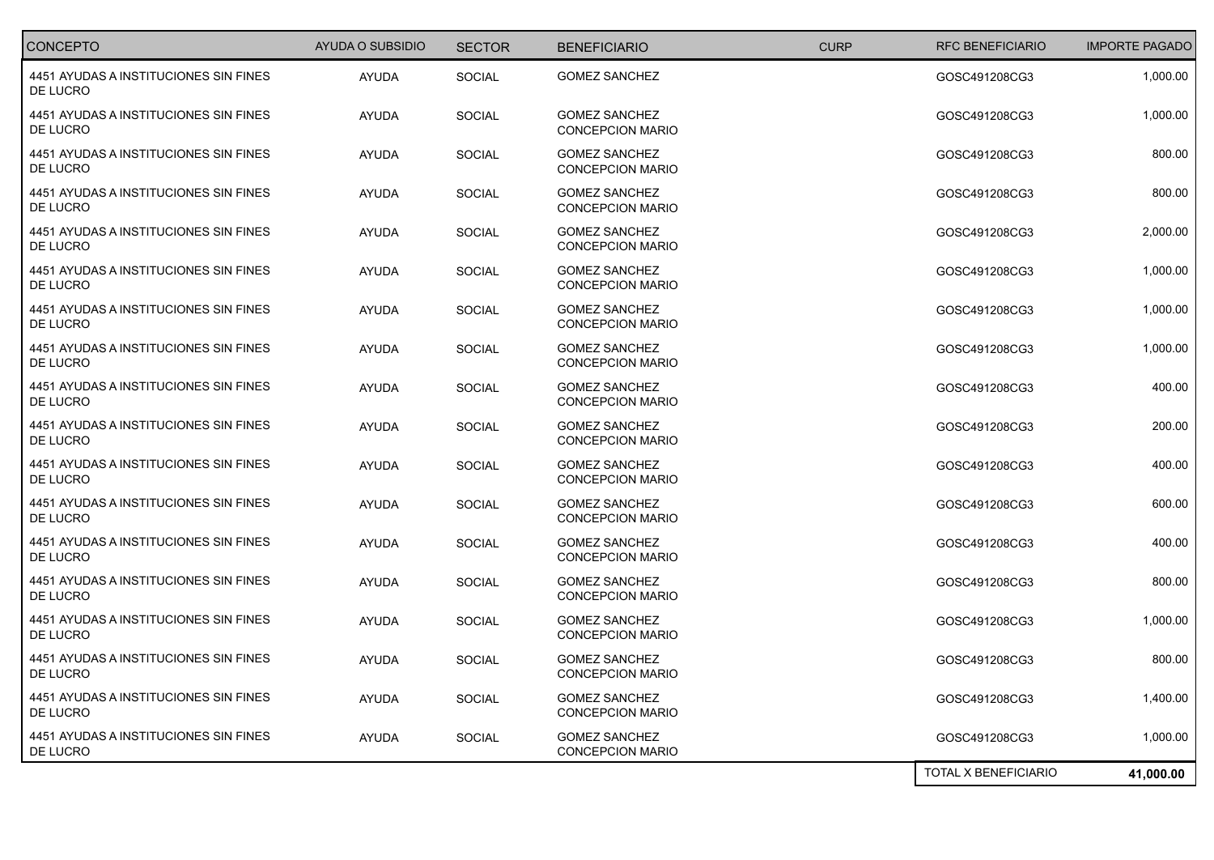| CONCEPTO | AYUDA O SUBSIDIO | SECTOR | BENEFICIARIO | CURP | RFC BENEFICIARIO | IMPORTE PAGADO |
|---|---|---|---|---|---|---|
| 4451 AYUDAS A INSTITUCIONES SIN FINES DE LUCRO | AYUDA | SOCIAL | GOMEZ SANCHEZ | | GOSC491208CG3 | 1,000.00 |
| 4451 AYUDAS A INSTITUCIONES SIN FINES DE LUCRO | AYUDA | SOCIAL | GOMEZ SANCHEZ CONCEPCION MARIO | | GOSC491208CG3 | 1,000.00 |
| 4451 AYUDAS A INSTITUCIONES SIN FINES DE LUCRO | AYUDA | SOCIAL | GOMEZ SANCHEZ CONCEPCION MARIO | | GOSC491208CG3 | 800.00 |
| 4451 AYUDAS A INSTITUCIONES SIN FINES DE LUCRO | AYUDA | SOCIAL | GOMEZ SANCHEZ CONCEPCION MARIO | | GOSC491208CG3 | 800.00 |
| 4451 AYUDAS A INSTITUCIONES SIN FINES DE LUCRO | AYUDA | SOCIAL | GOMEZ SANCHEZ CONCEPCION MARIO | | GOSC491208CG3 | 2,000.00 |
| 4451 AYUDAS A INSTITUCIONES SIN FINES DE LUCRO | AYUDA | SOCIAL | GOMEZ SANCHEZ CONCEPCION MARIO | | GOSC491208CG3 | 1,000.00 |
| 4451 AYUDAS A INSTITUCIONES SIN FINES DE LUCRO | AYUDA | SOCIAL | GOMEZ SANCHEZ CONCEPCION MARIO | | GOSC491208CG3 | 1,000.00 |
| 4451 AYUDAS A INSTITUCIONES SIN FINES DE LUCRO | AYUDA | SOCIAL | GOMEZ SANCHEZ CONCEPCION MARIO | | GOSC491208CG3 | 1,000.00 |
| 4451 AYUDAS A INSTITUCIONES SIN FINES DE LUCRO | AYUDA | SOCIAL | GOMEZ SANCHEZ CONCEPCION MARIO | | GOSC491208CG3 | 400.00 |
| 4451 AYUDAS A INSTITUCIONES SIN FINES DE LUCRO | AYUDA | SOCIAL | GOMEZ SANCHEZ CONCEPCION MARIO | | GOSC491208CG3 | 200.00 |
| 4451 AYUDAS A INSTITUCIONES SIN FINES DE LUCRO | AYUDA | SOCIAL | GOMEZ SANCHEZ CONCEPCION MARIO | | GOSC491208CG3 | 400.00 |
| 4451 AYUDAS A INSTITUCIONES SIN FINES DE LUCRO | AYUDA | SOCIAL | GOMEZ SANCHEZ CONCEPCION MARIO | | GOSC491208CG3 | 600.00 |
| 4451 AYUDAS A INSTITUCIONES SIN FINES DE LUCRO | AYUDA | SOCIAL | GOMEZ SANCHEZ CONCEPCION MARIO | | GOSC491208CG3 | 400.00 |
| 4451 AYUDAS A INSTITUCIONES SIN FINES DE LUCRO | AYUDA | SOCIAL | GOMEZ SANCHEZ CONCEPCION MARIO | | GOSC491208CG3 | 800.00 |
| 4451 AYUDAS A INSTITUCIONES SIN FINES DE LUCRO | AYUDA | SOCIAL | GOMEZ SANCHEZ CONCEPCION MARIO | | GOSC491208CG3 | 1,000.00 |
| 4451 AYUDAS A INSTITUCIONES SIN FINES DE LUCRO | AYUDA | SOCIAL | GOMEZ SANCHEZ CONCEPCION MARIO | | GOSC491208CG3 | 800.00 |
| 4451 AYUDAS A INSTITUCIONES SIN FINES DE LUCRO | AYUDA | SOCIAL | GOMEZ SANCHEZ CONCEPCION MARIO | | GOSC491208CG3 | 1,400.00 |
| 4451 AYUDAS A INSTITUCIONES SIN FINES DE LUCRO | AYUDA | SOCIAL | GOMEZ SANCHEZ CONCEPCION MARIO | | GOSC491208CG3 | 1,000.00 |
| | | | | | TOTAL X BENEFICIARIO | **41,000.00** |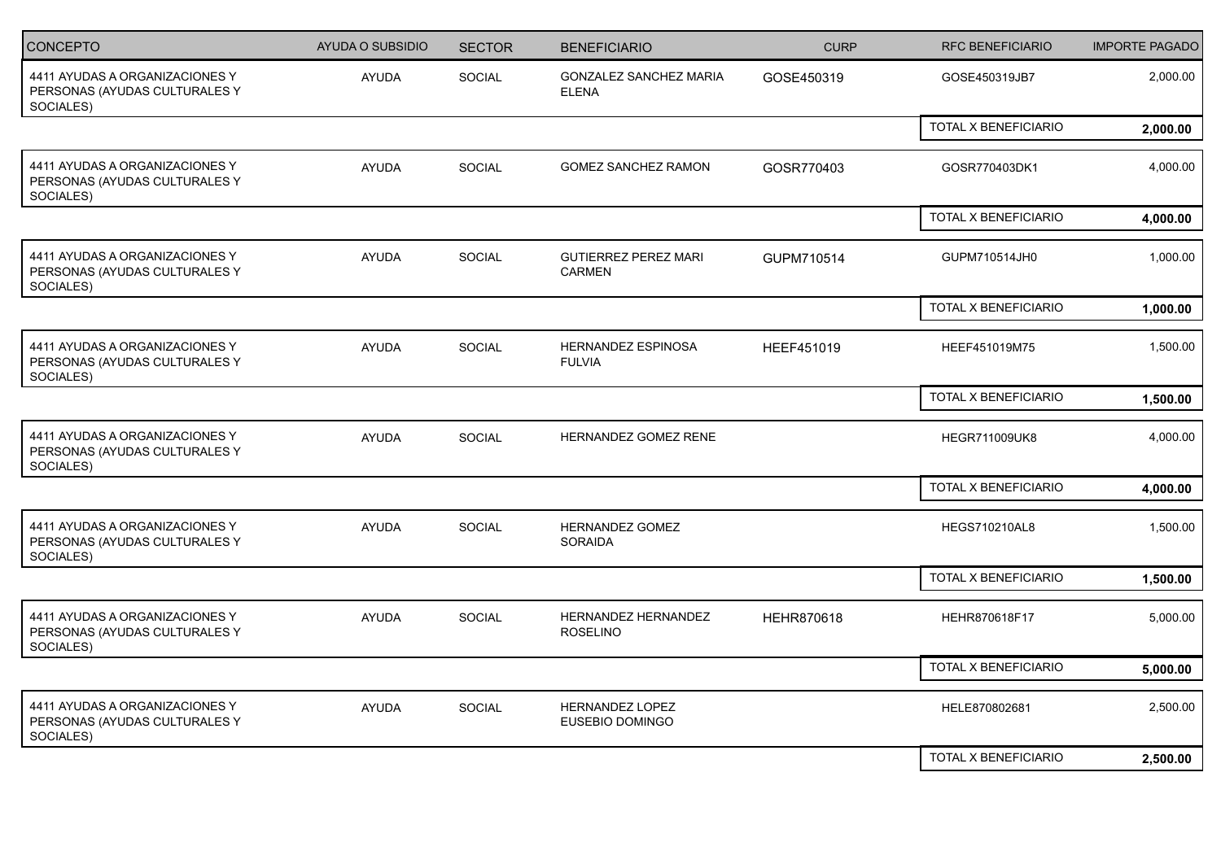| CONCEPTO | AYUDA O SUBSIDIO | SECTOR | BENEFICIARIO | CURP | RFC BENEFICIARIO | IMPORTE PAGADO |
|---|---|---|---|---|---|---|
| 4411 AYUDAS A ORGANIZACIONES Y PERSONAS (AYUDAS CULTURALES Y SOCIALES) | AYUDA | SOCIAL | GONZALEZ SANCHEZ MARIA ELENA | GOSE450319 | GOSE450319JB7 | 2,000.00 |
| | | | | | TOTAL X BENEFICIARIO | **2,000.00** |
| 4411 AYUDAS A ORGANIZACIONES Y PERSONAS (AYUDAS CULTURALES Y SOCIALES) | AYUDA | SOCIAL | GOMEZ SANCHEZ RAMON | GOSR770403 | GOSR770403DK1 | 4,000.00 |
| | | | | | TOTAL X BENEFICIARIO | **4,000.00** |
| 4411 AYUDAS A ORGANIZACIONES Y PERSONAS (AYUDAS CULTURALES Y SOCIALES) | AYUDA | SOCIAL | GUTIERREZ PEREZ MARI CARMEN | GUPM710514 | GUPM710514JH0 | 1,000.00 |
| | | | | | TOTAL X BENEFICIARIO | **1,000.00** |
| 4411 AYUDAS A ORGANIZACIONES Y PERSONAS (AYUDAS CULTURALES Y SOCIALES) | AYUDA | SOCIAL | HERNANDEZ ESPINOSA FULVIA | HEEF451019 | HEEF451019M75 | 1,500.00 |
| | | | | | TOTAL X BENEFICIARIO | **1,500.00** |
| 4411 AYUDAS A ORGANIZACIONES Y PERSONAS (AYUDAS CULTURALES Y SOCIALES) | AYUDA | SOCIAL | HERNANDEZ GOMEZ RENE | | HEGR711009UK8 | 4,000.00 |
| | | | | | TOTAL X BENEFICIARIO | **4,000.00** |
| 4411 AYUDAS A ORGANIZACIONES Y PERSONAS (AYUDAS CULTURALES Y SOCIALES) | AYUDA | SOCIAL | HERNANDEZ GOMEZ SORAIDA | | HEGS710210AL8 | 1,500.00 |
| | | | | | TOTAL X BENEFICIARIO | **1,500.00** |
| 4411 AYUDAS A ORGANIZACIONES Y PERSONAS (AYUDAS CULTURALES Y SOCIALES) | AYUDA | SOCIAL | HERNANDEZ HERNANDEZ ROSELINO | HEHR870618 | HEHR870618F17 | 5,000.00 |
| | | | | | TOTAL X BENEFICIARIO | **5,000.00** |
| 4411 AYUDAS A ORGANIZACIONES Y PERSONAS (AYUDAS CULTURALES Y SOCIALES) | AYUDA | SOCIAL | HERNANDEZ LOPEZ EUSEBIO DOMINGO | | HELE870802681 | 2,500.00 |
| | | | | | TOTAL X BENEFICIARIO | **2,500.00** |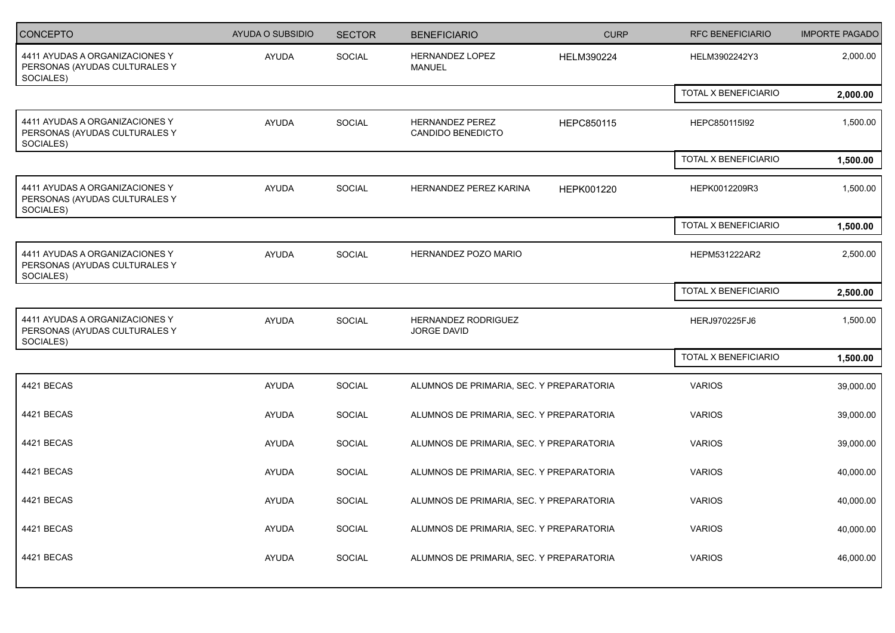| CONCEPTO | AYUDA O SUBSIDIO | SECTOR | BENEFICIARIO | CURP | RFC BENEFICIARIO | IMPORTE PAGADO |
|---|---|---|---|---|---|---|
| 4411 AYUDAS A ORGANIZACIONES Y PERSONAS (AYUDAS CULTURALES Y SOCIALES) | AYUDA | SOCIAL | HERNANDEZ LOPEZ MANUEL | HELM390224 | HELM3902242Y3 | 2,000.00 |
| | | | | | TOTAL X BENEFICIARIO | **2,000.00** |
| 4411 AYUDAS A ORGANIZACIONES Y PERSONAS (AYUDAS CULTURALES Y SOCIALES) | AYUDA | SOCIAL | HERNANDEZ PEREZ CANDIDO BENEDICTO | HEPC850115 | HEPC850115I92 | 1,500.00 |
| | | | | | TOTAL X BENEFICIARIO | **1,500.00** |
| 4411 AYUDAS A ORGANIZACIONES Y PERSONAS (AYUDAS CULTURALES Y SOCIALES) | AYUDA | SOCIAL | HERNANDEZ PEREZ KARINA | HEPK001220 | HEPK0012209R3 | 1,500.00 |
| | | | | | TOTAL X BENEFICIARIO | **1,500.00** |
| 4411 AYUDAS A ORGANIZACIONES Y PERSONAS (AYUDAS CULTURALES Y SOCIALES) | AYUDA | SOCIAL | HERNANDEZ POZO MARIO | | HEPM531222AR2 | 2,500.00 |
| | | | | | TOTAL X BENEFICIARIO | **2,500.00** |
| 4411 AYUDAS A ORGANIZACIONES Y PERSONAS (AYUDAS CULTURALES Y SOCIALES) | AYUDA | SOCIAL | HERNANDEZ RODRIGUEZ JORGE DAVID | | HERJ970225FJ6 | 1,500.00 |
| | | | | | TOTAL X BENEFICIARIO | **1,500.00** |
| 4421 BECAS | AYUDA | SOCIAL | ALUMNOS DE PRIMARIA, SEC. Y PREPARATORIA | | VARIOS | 39,000.00 |
| 4421 BECAS | AYUDA | SOCIAL | ALUMNOS DE PRIMARIA, SEC. Y PREPARATORIA | | VARIOS | 39,000.00 |
| 4421 BECAS | AYUDA | SOCIAL | ALUMNOS DE PRIMARIA, SEC. Y PREPARATORIA | | VARIOS | 39,000.00 |
| 4421 BECAS | AYUDA | SOCIAL | ALUMNOS DE PRIMARIA, SEC. Y PREPARATORIA | | VARIOS | 40,000.00 |
| 4421 BECAS | AYUDA | SOCIAL | ALUMNOS DE PRIMARIA, SEC. Y PREPARATORIA | | VARIOS | 40,000.00 |
| 4421 BECAS | AYUDA | SOCIAL | ALUMNOS DE PRIMARIA, SEC. Y PREPARATORIA | | VARIOS | 40,000.00 |
| 4421 BECAS | AYUDA | SOCIAL | ALUMNOS DE PRIMARIA, SEC. Y PREPARATORIA | | VARIOS | 46,000.00 |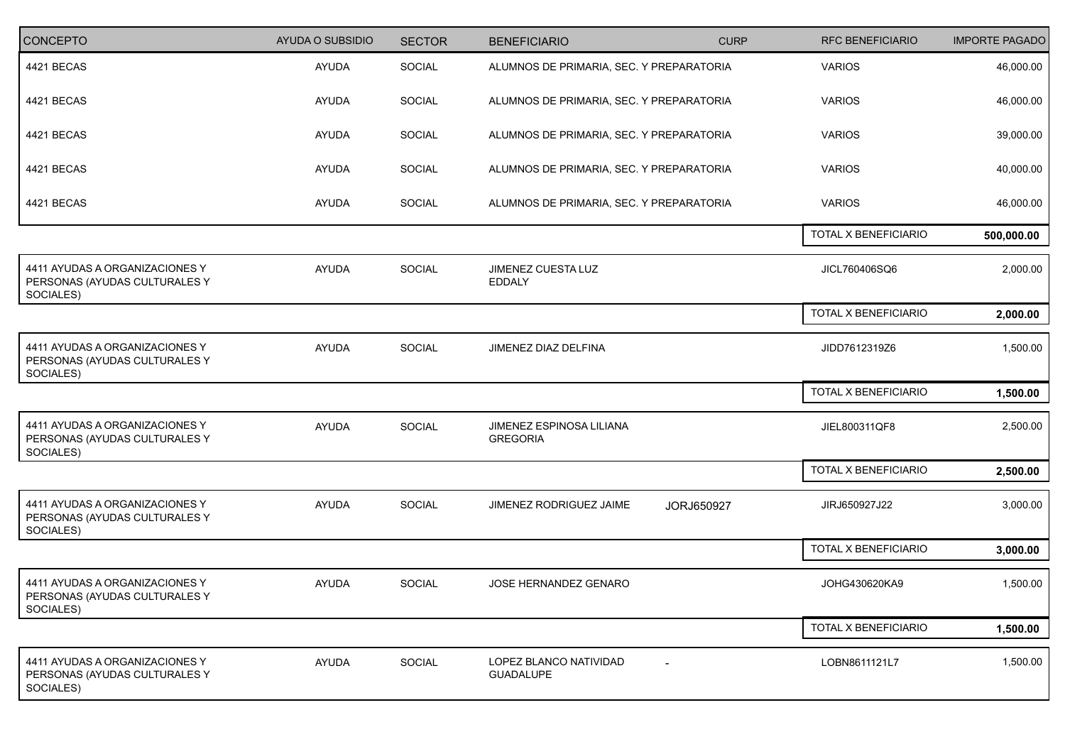| CONCEPTO | AYUDA O SUBSIDIO | SECTOR | BENEFICIARIO | CURP | RFC BENEFICIARIO | IMPORTE PAGADO |
|---|---|---|---|---|---|---|
| 4421 BECAS | AYUDA | SOCIAL | ALUMNOS DE PRIMARIA, SEC. Y PREPARATORIA | | VARIOS | 46,000.00 |
| 4421 BECAS | AYUDA | SOCIAL | ALUMNOS DE PRIMARIA, SEC. Y PREPARATORIA | | VARIOS | 46,000.00 |
| 4421 BECAS | AYUDA | SOCIAL | ALUMNOS DE PRIMARIA, SEC. Y PREPARATORIA | | VARIOS | 39,000.00 |
| 4421 BECAS | AYUDA | SOCIAL | ALUMNOS DE PRIMARIA, SEC. Y PREPARATORIA | | VARIOS | 40,000.00 |
| 4421 BECAS | AYUDA | SOCIAL | ALUMNOS DE PRIMARIA, SEC. Y PREPARATORIA | | VARIOS | 46,000.00 |
| | | | | | TOTAL X BENEFICIARIO | **500,000.00** |
| 4411 AYUDAS A ORGANIZACIONES Y PERSONAS (AYUDAS CULTURALES Y SOCIALES) | AYUDA | SOCIAL | JIMENEZ CUESTA LUZ EDDALY | | JICL760406SQ6 | 2,000.00 |
| | | | | | TOTAL X BENEFICIARIO | **2,000.00** |
| 4411 AYUDAS A ORGANIZACIONES Y PERSONAS (AYUDAS CULTURALES Y SOCIALES) | AYUDA | SOCIAL | JIMENEZ DIAZ DELFINA | | JIDD7612319Z6 | 1,500.00 |
| | | | | | TOTAL X BENEFICIARIO | **1,500.00** |
| 4411 AYUDAS A ORGANIZACIONES Y PERSONAS (AYUDAS CULTURALES Y SOCIALES) | AYUDA | SOCIAL | JIMENEZ ESPINOSA LILIANA GREGORIA | | JIEL800311QF8 | 2,500.00 |
| | | | | | TOTAL X BENEFICIARIO | **2,500.00** |
| 4411 AYUDAS A ORGANIZACIONES Y PERSONAS (AYUDAS CULTURALES Y SOCIALES) | AYUDA | SOCIAL | JIMENEZ RODRIGUEZ JAIME | JORJ650927 | JIRJ650927J22 | 3,000.00 |
| | | | | | TOTAL X BENEFICIARIO | **3,000.00** |
| 4411 AYUDAS A ORGANIZACIONES Y PERSONAS (AYUDAS CULTURALES Y SOCIALES) | AYUDA | SOCIAL | JOSE HERNANDEZ GENARO | | JOHG430620KA9 | 1,500.00 |
| | | | | | TOTAL X BENEFICIARIO | **1,500.00** |
| 4411 AYUDAS A ORGANIZACIONES Y PERSONAS (AYUDAS CULTURALES Y SOCIALES) | AYUDA | SOCIAL | LOPEZ BLANCO NATIVIDAD GUADALUPE | - | LOBN8611121L7 | 1,500.00 |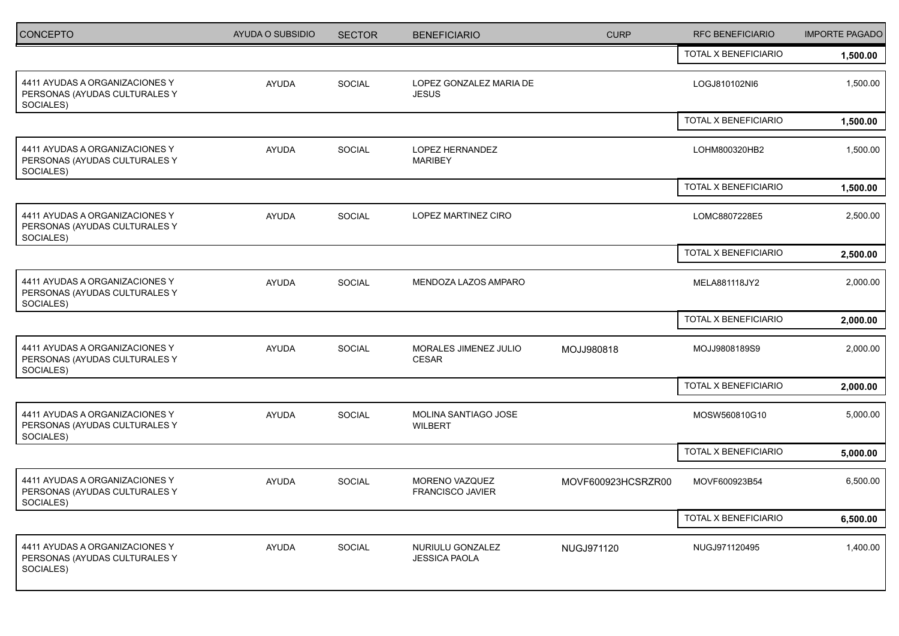| CONCEPTO | AYUDA O SUBSIDIO | SECTOR | BENEFICIARIO | CURP | RFC BENEFICIARIO | IMPORTE PAGADO |
|---|---|---|---|---|---|---|
| | | | | | TOTAL X BENEFICIARIO | **1,500.00** |
| 4411 AYUDAS A ORGANIZACIONES Y PERSONAS (AYUDAS CULTURALES Y SOCIALES) | AYUDA | SOCIAL | LOPEZ GONZALEZ MARIA DE JESUS | | LOGJ810102NI6 | 1,500.00 |
| | | | | | TOTAL X BENEFICIARIO | **1,500.00** |
| 4411 AYUDAS A ORGANIZACIONES Y PERSONAS (AYUDAS CULTURALES Y SOCIALES) | AYUDA | SOCIAL | LOPEZ HERNANDEZ MARIBEY | | LOHM800320HB2 | 1,500.00 |
| | | | | | TOTAL X BENEFICIARIO | **1,500.00** |
| 4411 AYUDAS A ORGANIZACIONES Y PERSONAS (AYUDAS CULTURALES Y SOCIALES) | AYUDA | SOCIAL | LOPEZ MARTINEZ CIRO | | LOMC8807228E5 | 2,500.00 |
| | | | | | TOTAL X BENEFICIARIO | **2,500.00** |
| 4411 AYUDAS A ORGANIZACIONES Y PERSONAS (AYUDAS CULTURALES Y SOCIALES) | AYUDA | SOCIAL | MENDOZA LAZOS AMPARO | | MELA881118JY2 | 2,000.00 |
| | | | | | TOTAL X BENEFICIARIO | **2,000.00** |
| 4411 AYUDAS A ORGANIZACIONES Y PERSONAS (AYUDAS CULTURALES Y SOCIALES) | AYUDA | SOCIAL | MORALES JIMENEZ JULIO CESAR | MOJJ980818 | MOJJ9808189S9 | 2,000.00 |
| | | | | | TOTAL X BENEFICIARIO | **2,000.00** |
| 4411 AYUDAS A ORGANIZACIONES Y PERSONAS (AYUDAS CULTURALES Y SOCIALES) | AYUDA | SOCIAL | MOLINA SANTIAGO JOSE WILBERT | | MOSW560810G10 | 5,000.00 |
| | | | | | TOTAL X BENEFICIARIO | **5,000.00** |
| 4411 AYUDAS A ORGANIZACIONES Y PERSONAS (AYUDAS CULTURALES Y SOCIALES) | AYUDA | SOCIAL | MORENO VAZQUEZ FRANCISCO JAVIER | MOVF600923HCSRZR00 | MOVF600923B54 | 6,500.00 |
| | | | | | TOTAL X BENEFICIARIO | **6,500.00** |
| 4411 AYUDAS A ORGANIZACIONES Y PERSONAS (AYUDAS CULTURALES Y SOCIALES) | AYUDA | SOCIAL | NURIULU GONZALEZ JESSICA PAOLA | NUGJ971120 | NUGJ971120495 | 1,400.00 |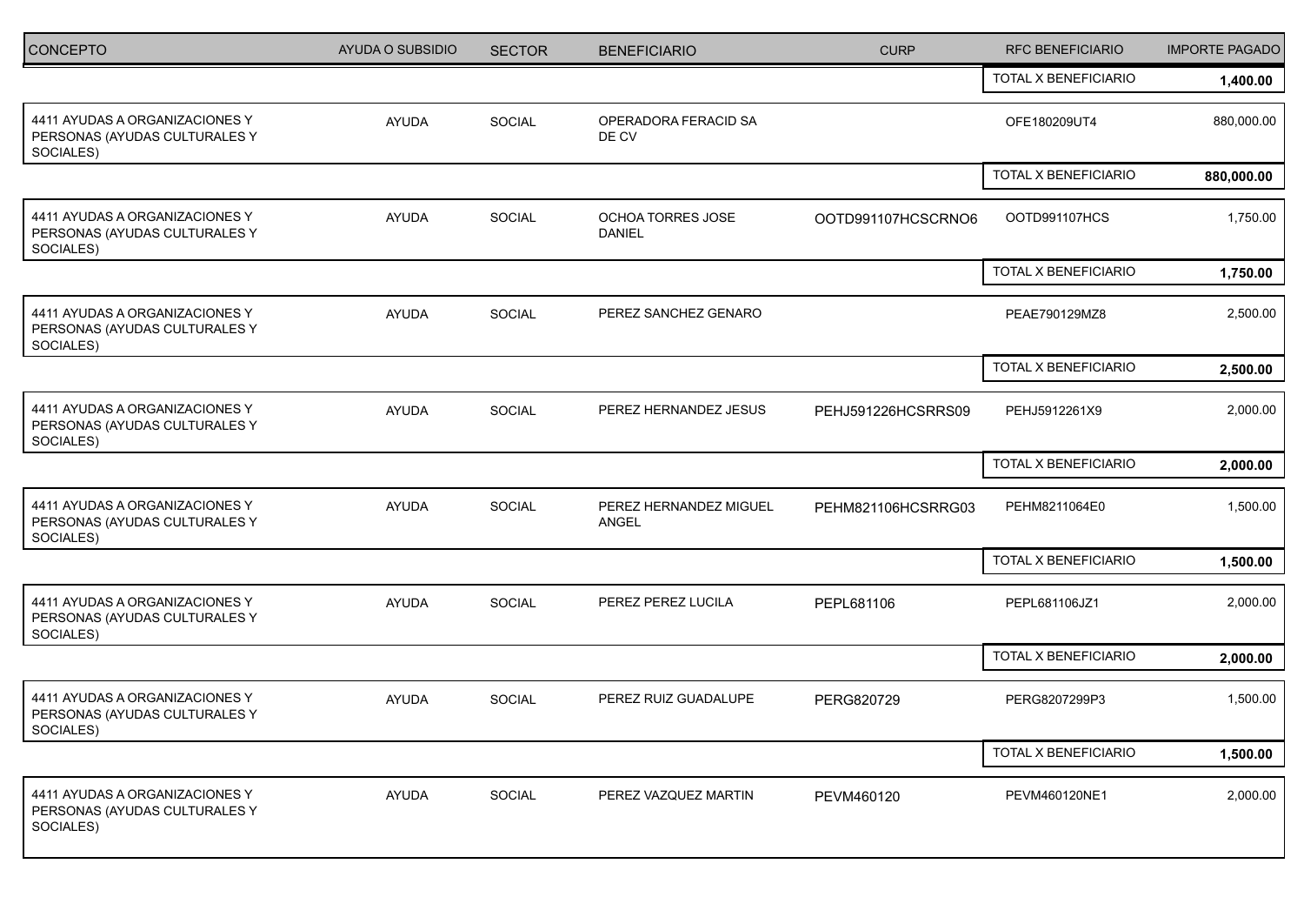| CONCEPTO | AYUDA O SUBSIDIO | SECTOR | BENEFICIARIO | CURP | RFC BENEFICIARIO | IMPORTE PAGADO |
|---|---|---|---|---|---|---|
| | | | | | TOTAL X BENEFICIARIO | **1,400.00** |
| 4411 AYUDAS A ORGANIZACIONES Y PERSONAS (AYUDAS CULTURALES Y SOCIALES) | AYUDA | SOCIAL | OPERADORA FERACID SA DE CV | | OFE180209UT4 | 880,000.00 |
| | | | | | TOTAL X BENEFICIARIO | **880,000.00** |
| 4411 AYUDAS A ORGANIZACIONES Y PERSONAS (AYUDAS CULTURALES Y SOCIALES) | AYUDA | SOCIAL | OCHOA TORRES JOSE DANIEL | OOTD991107HCSCRNO6 | OOTD991107HCS | 1,750.00 |
| | | | | | TOTAL X BENEFICIARIO | **1,750.00** |
| 4411 AYUDAS A ORGANIZACIONES Y PERSONAS (AYUDAS CULTURALES Y SOCIALES) | AYUDA | SOCIAL | PEREZ SANCHEZ GENARO | | PEAE790129MZ8 | 2,500.00 |
| | | | | | TOTAL X BENEFICIARIO | **2,500.00** |
| 4411 AYUDAS A ORGANIZACIONES Y PERSONAS (AYUDAS CULTURALES Y SOCIALES) | AYUDA | SOCIAL | PEREZ HERNANDEZ JESUS | PEHJ591226HCSRRS09 | PEHJ5912261X9 | 2,000.00 |
| | | | | | TOTAL X BENEFICIARIO | **2,000.00** |
| 4411 AYUDAS A ORGANIZACIONES Y PERSONAS (AYUDAS CULTURALES Y SOCIALES) | AYUDA | SOCIAL | PEREZ HERNANDEZ MIGUEL ANGEL | PEHM821106HCSRRG03 | PEHM8211064E0 | 1,500.00 |
| | | | | | TOTAL X BENEFICIARIO | **1,500.00** |
| 4411 AYUDAS A ORGANIZACIONES Y PERSONAS (AYUDAS CULTURALES Y SOCIALES) | AYUDA | SOCIAL | PEREZ PEREZ LUCILA | PEPL681106 | PEPL681106JZ1 | 2,000.00 |
| | | | | | TOTAL X BENEFICIARIO | **2,000.00** |
| 4411 AYUDAS A ORGANIZACIONES Y PERSONAS (AYUDAS CULTURALES Y SOCIALES) | AYUDA | SOCIAL | PEREZ RUIZ GUADALUPE | PERG820729 | PERG8207299P3 | 1,500.00 |
| | | | | | TOTAL X BENEFICIARIO | **1,500.00** |
| 4411 AYUDAS A ORGANIZACIONES Y PERSONAS (AYUDAS CULTURALES Y SOCIALES) | AYUDA | SOCIAL | PEREZ VAZQUEZ MARTIN | PEVM460120 | PEVM460120NE1 | 2,000.00 |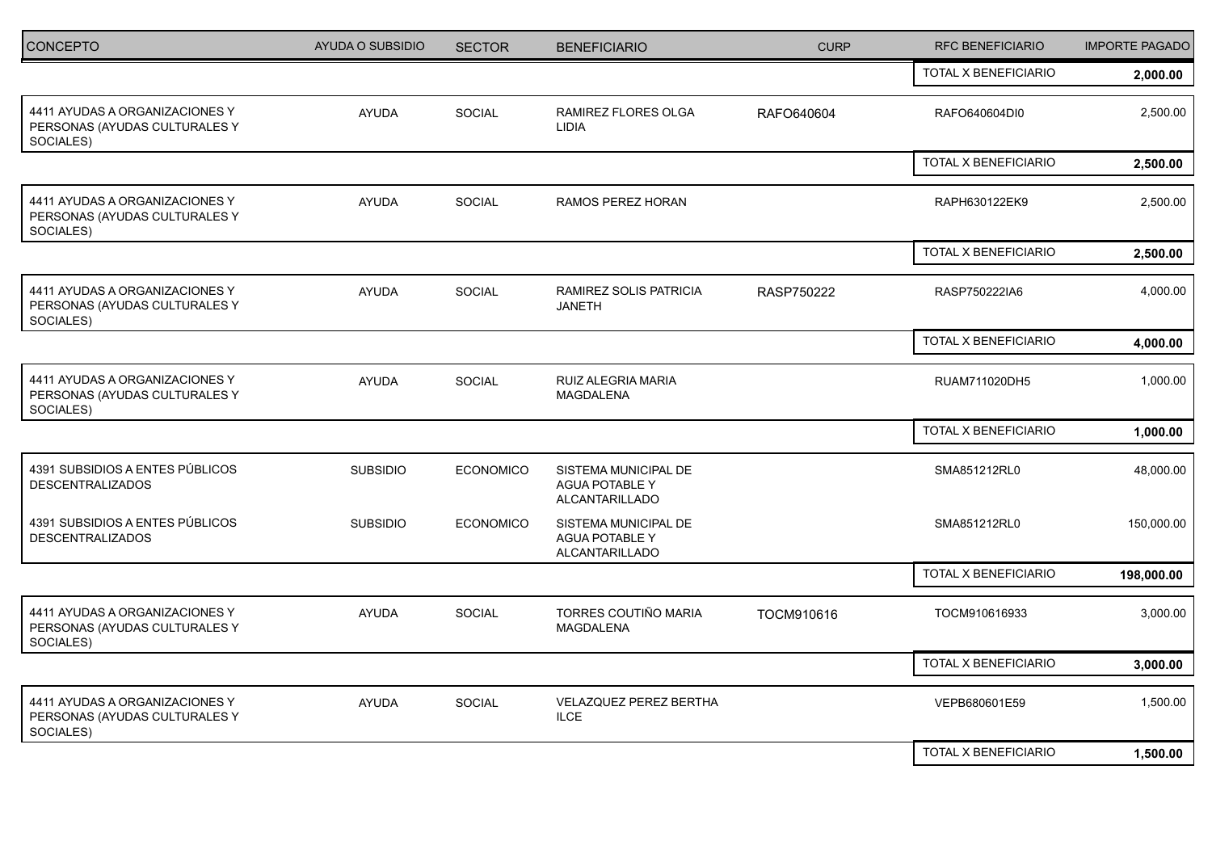| CONCEPTO | AYUDA O SUBSIDIO | SECTOR | BENEFICIARIO | CURP | RFC BENEFICIARIO | IMPORTE PAGADO |
|---|---|---|---|---|---|---|
| | | | | | TOTAL X BENEFICIARIO | **2,000.00** |
| 4411 AYUDAS A ORGANIZACIONES Y PERSONAS (AYUDAS CULTURALES Y SOCIALES) | AYUDA | SOCIAL | RAMIREZ FLORES OLGA LIDIA | RAFO640604 | RAFO640604DI0 | 2,500.00 |
| | | | | | TOTAL X BENEFICIARIO | **2,500.00** |
| 4411 AYUDAS A ORGANIZACIONES Y PERSONAS (AYUDAS CULTURALES Y SOCIALES) | AYUDA | SOCIAL | RAMOS PEREZ HORAN | | RAPH630122EK9 | 2,500.00 |
| | | | | | TOTAL X BENEFICIARIO | **2,500.00** |
| 4411 AYUDAS A ORGANIZACIONES Y PERSONAS (AYUDAS CULTURALES Y SOCIALES) | AYUDA | SOCIAL | RAMIREZ SOLIS PATRICIA JANETH | RASP750222 | RASP750222IA6 | 4,000.00 |
| | | | | | TOTAL X BENEFICIARIO | **4,000.00** |
| 4411 AYUDAS A ORGANIZACIONES Y PERSONAS (AYUDAS CULTURALES Y SOCIALES) | AYUDA | SOCIAL | RUIZ ALEGRIA MARIA MAGDALENA | | RUAM711020DH5 | 1,000.00 |
| | | | | | TOTAL X BENEFICIARIO | **1,000.00** |
| 4391 SUBSIDIOS A ENTES PÚBLICOS DESCENTRALIZADOS | SUBSIDIO | ECONOMICO | SISTEMA MUNICIPAL DE AGUA POTABLE Y ALCANTARILLADO | | SMA851212RL0 | 48,000.00 |
| 4391 SUBSIDIOS A ENTES PÚBLICOS DESCENTRALIZADOS | SUBSIDIO | ECONOMICO | SISTEMA MUNICIPAL DE AGUA POTABLE Y ALCANTARILLADO | | SMA851212RL0 | 150,000.00 |
| | | | | | TOTAL X BENEFICIARIO | **198,000.00** |
| 4411 AYUDAS A ORGANIZACIONES Y PERSONAS (AYUDAS CULTURALES Y SOCIALES) | AYUDA | SOCIAL | TORRES COUTIÑO MARIA MAGDALENA | TOCM910616 | TOCM910616933 | 3,000.00 |
| | | | | | TOTAL X BENEFICIARIO | **3,000.00** |
| 4411 AYUDAS A ORGANIZACIONES Y PERSONAS (AYUDAS CULTURALES Y SOCIALES) | AYUDA | SOCIAL | VELAZQUEZ PEREZ BERTHA ILCE | | VEPB680601E59 | 1,500.00 |
| | | | | | TOTAL X BENEFICIARIO | **1,500.00** |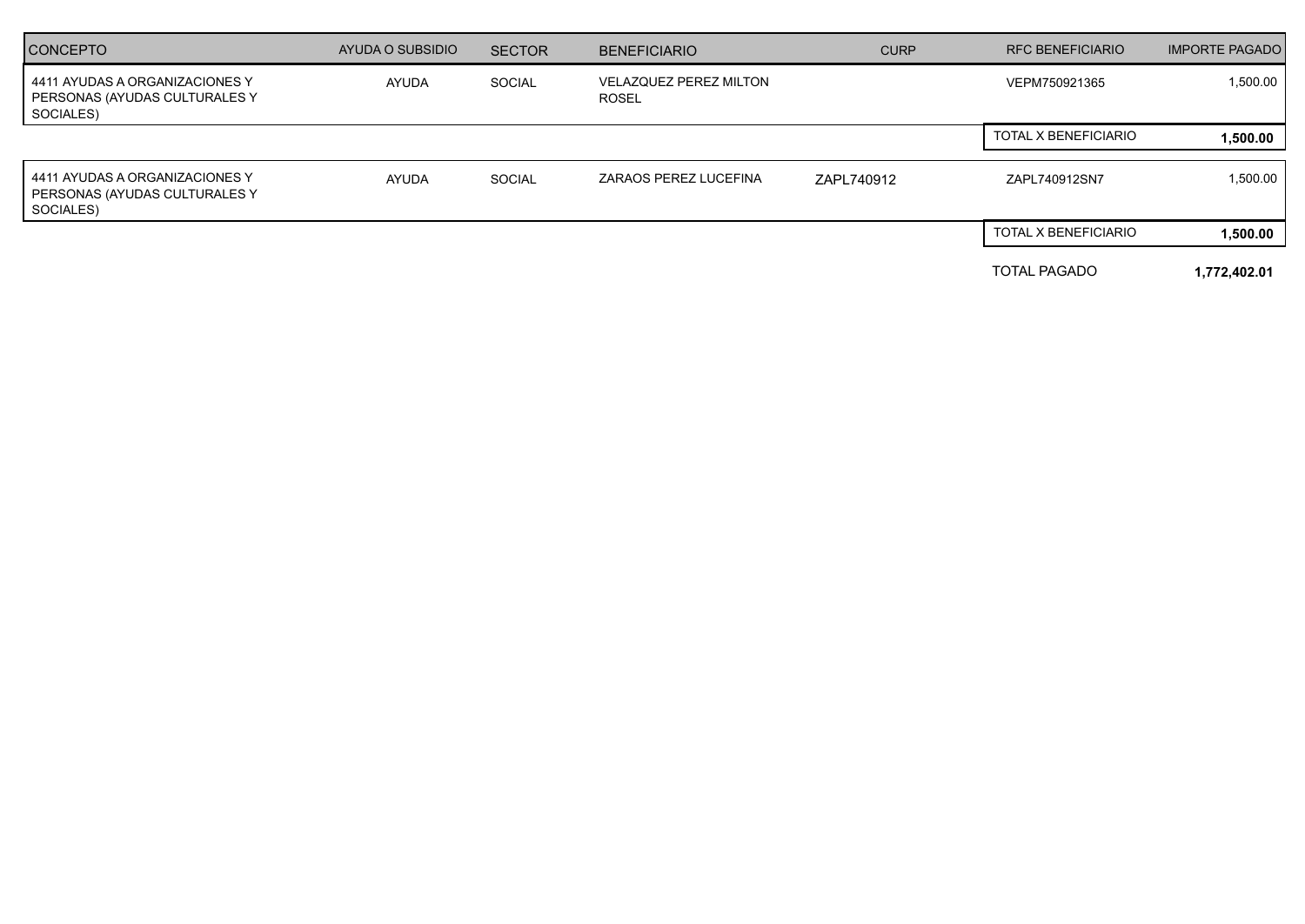| CONCEPTO | AYUDA O SUBSIDIO | SECTOR | BENEFICIARIO | CURP | RFC BENEFICIARIO | IMPORTE PAGADO |
|---|---|---|---|---|---|---|
| 4411 AYUDAS A ORGANIZACIONES Y PERSONAS (AYUDAS CULTURALES Y SOCIALES) | AYUDA | SOCIAL | VELAZQUEZ PEREZ MILTON ROSEL | | VEPM750921365 | 1,500.00 |
| | | | | | TOTAL X BENEFICIARIO | **1,500.00** |
| 4411 AYUDAS A ORGANIZACIONES Y PERSONAS (AYUDAS CULTURALES Y SOCIALES) | AYUDA | SOCIAL | ZARAOS PEREZ LUCEFINA | ZAPL740912 | ZAPL740912SN7 | 1,500.00 |
| | | | | | TOTAL X BENEFICIARIO | **1,500.00** |
| | | | | | TOTAL PAGADO | **1,772,402.01** |